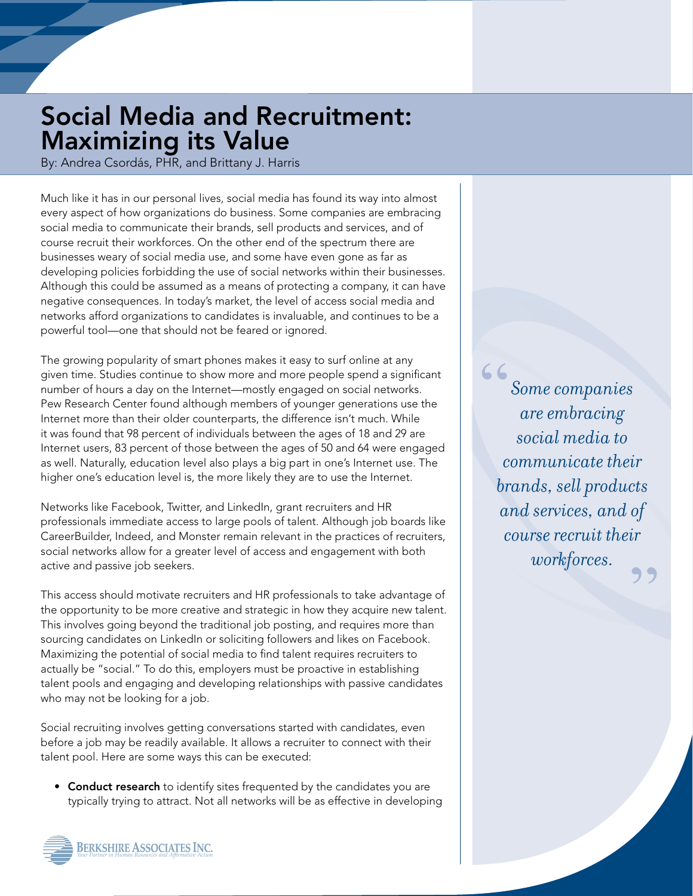# Social Media and Recruitment: Maximizing its Value

By: Andrea Csordás, PHR, and Brittany J. Harris

Much like it has in our personal lives, social media has found its way into almost every aspect of how organizations do business. Some companies are embracing social media to communicate their brands, sell products and services, and of course recruit their workforces. On the other end of the spectrum there are businesses weary of social media use, and some have even gone as far as developing policies forbidding the use of social networks within their businesses. Although this could be assumed as a means of protecting a company, it can have negative consequences. In today's market, the level of access social media and networks afford organizations to candidates is invaluable, and continues to be a powerful tool—one that should not be feared or ignored.

> *"Some companies are embracing social media to communicate their brands, sell products and services, and of course recruit their workforces."*

The growing popularity of smart phones makes it easy to surf online at any given time. Studies continue to show more and more people spend a significant number of hours a day on the Internet—mostly engaged on social networks. Pew Research Center found although members of younger generations use the Internet more than their older counterparts, the difference isn't much. While it was found that 98 percent of individuals between the ages of 18 and 29 are Internet users, 83 percent of those between the ages of 50 and 64 were engaged as well. Naturally, education level also plays a big part in one's Internet use. The higher one's education level is, the more likely they are to use the Internet.

Networks like Facebook, Twitter, and LinkedIn, grant recruiters and HR professionals immediate access to large pools of talent. Although job boards like CareerBuilder, Indeed, and Monster remain relevant in the practices of recruiters, social networks allow for a greater level of access and engagement with both active and passive job seekers.

This access should motivate recruiters and HR professionals to take advantage of the opportunity to be more creative and strategic in how they acquire new talent. This involves going beyond the traditional job posting, and requires more than sourcing candidates on LinkedIn or soliciting followers and likes on Facebook. Maximizing the potential of social media to find talent requires recruiters to actually be "social." To do this, employers must be proactive in establishing talent pools and engaging and developing relationships with passive candidates who may not be looking for a job.

Social recruiting involves getting conversations started with candidates, even before a job may be readily available. It allows a recruiter to connect with their talent pool. Here are some ways this can be executed:

- **Conduct research** to identify sites frequented by the candidates you are typically trying to attract. Not all networks will be as effective in developing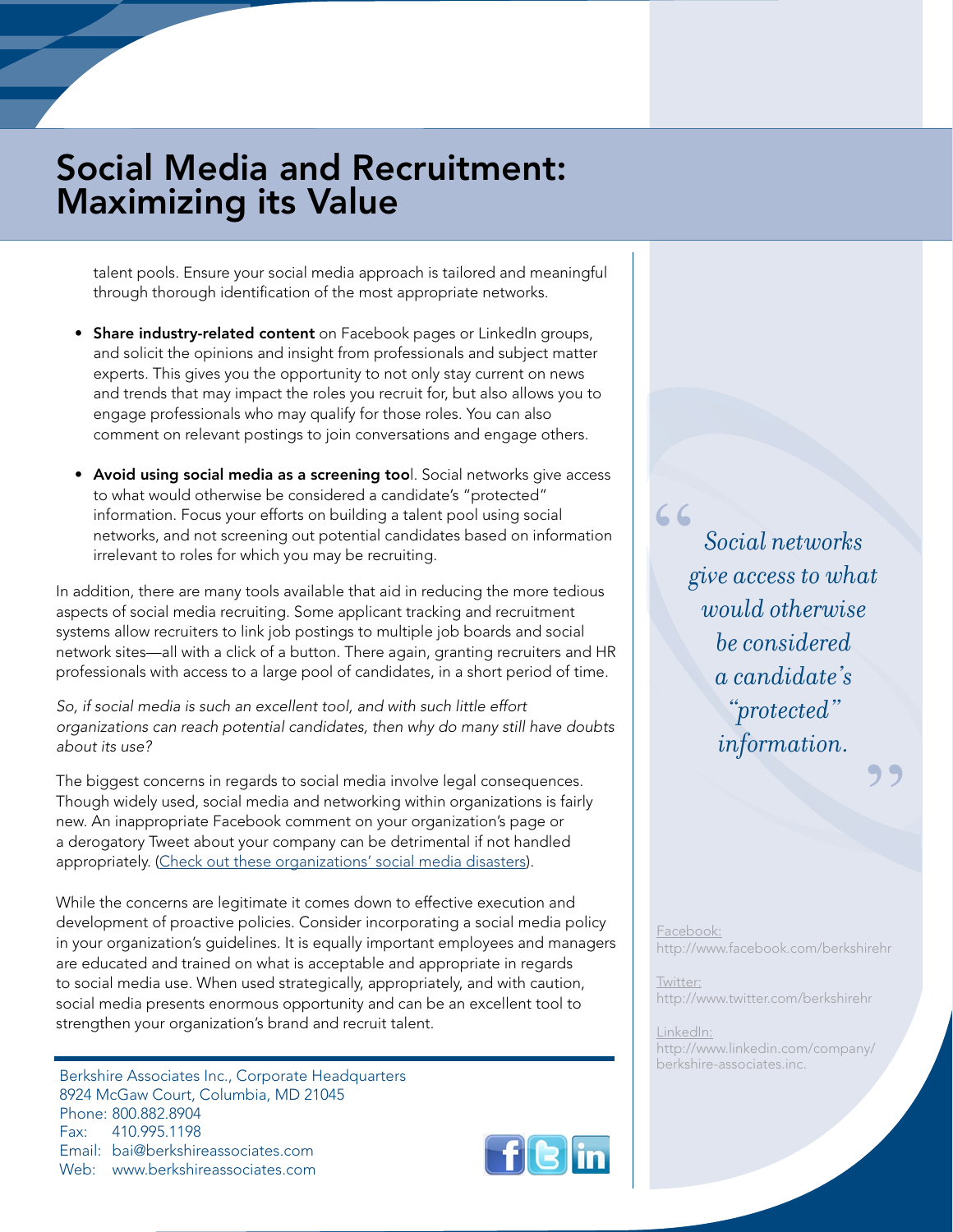# Social Media and Recruitment: Maximizing its Value

talent pools. Ensure your social media approach is tailored and meaningful through thorough identification of the most appropriate networks.

- **Share industry-related content** on Facebook pages or LinkedIn groups, and solicit the opinions and insight from professionals and subject matter experts. This gives you the opportunity to not only stay current on news and trends that may impact the roles you recruit for, but also allows you to engage professionals who may qualify for those roles. You can also comment on relevant postings to join conversations and engage others.
- **Avoid using social media as a screening too**l. Social networks give access to what would otherwise be considered a candidate's "protected" information. Focus your efforts on building a talent pool using social networks, and not screening out potential candidates based on information irrelevant to roles for which you may be recruiting.

In addition, there are many tools available that aid in reducing the more tedious aspects of social media recruiting. Some applicant tracking and recruitment systems allow recruiters to link job postings to multiple job boards and social network sites—all with a click of a button. There again, granting recruiters and HR professionals with access to a large pool of candidates, in a short period of time.

*So, if social media is such an excellent tool, and with such little effort organizations can reach potential candidates, then why do many still have doubts about its use?*

The biggest concerns in regards to social media involve legal consequences. Though widely used, social media and networking within organizations is fairly new. An inappropriate Facebook comment on your organization's page or a derogatory Tweet about your company can be detrimental if not handled appropriately. (Check out these organizations' social media disasters).

While the concerns are legitimate it comes down to effective execution and development of proactive policies. Consider incorporating a social media policy in your organization's guidelines. It is equally important employees and managers are educated and trained on what is acceptable and appropriate in regards to social media use. When used strategically, appropriately, and with caution, social media presents enormous opportunity and can be an excellent tool to strengthen your organization's brand and recruit talent.

> *"Social networks give access to what would otherwise be considered a candidate's "protected" information."*

Berkshire Associates Inc., Corporate Headquarters
8924 McGaw Court, Columbia, MD 21045
Phone: 800.882.8904
Fax: 410.995.1198
Email: bai@berkshireassociates.com
Web: www.berkshireassociates.com

Facebook:
http://www.facebook.com/berkshirehr

Twitter:
http://www.twitter.com/berkshirehr

LinkedIn:
http://www.linkedin.com/company/berkshire-associates.inc.